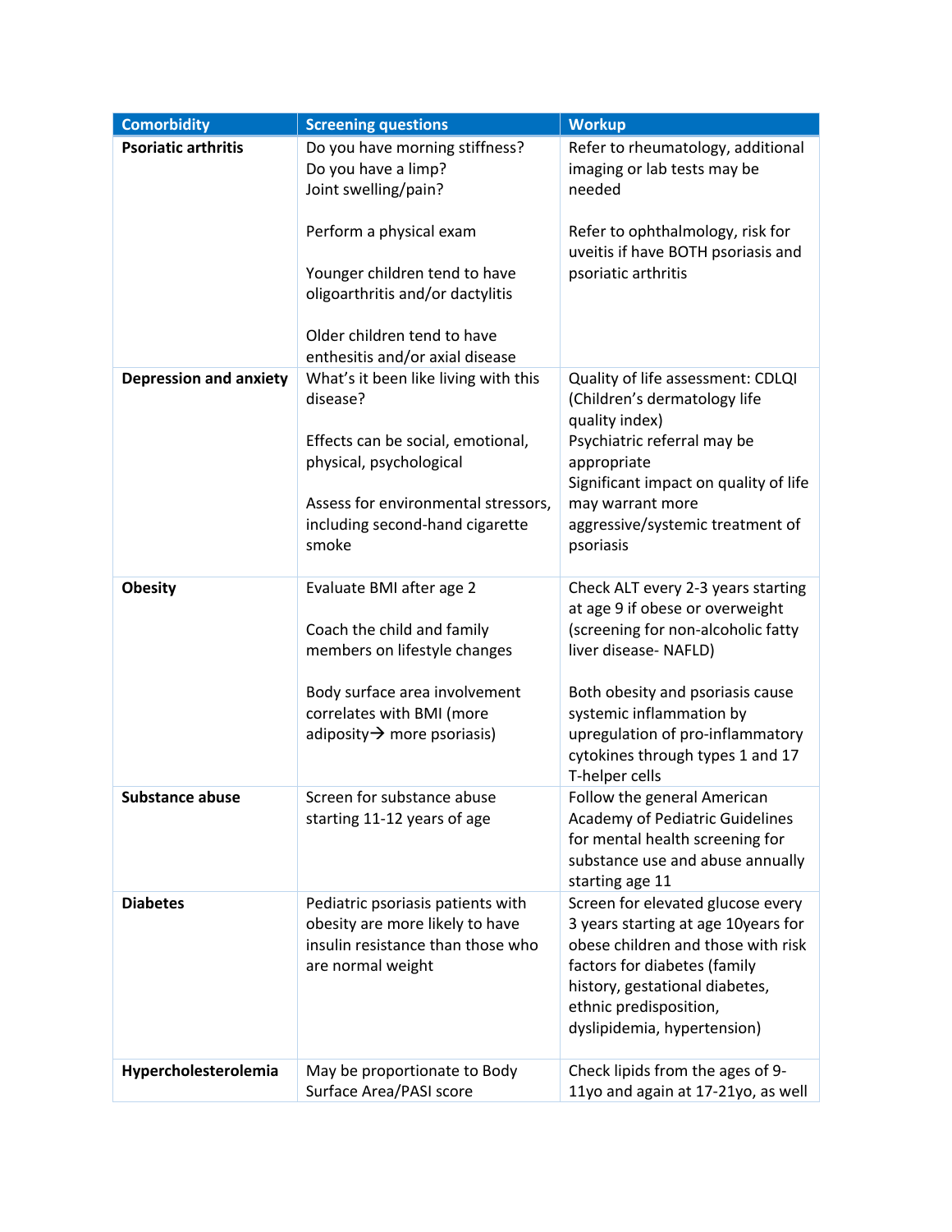| Comorbidity | Screening questions | Workup |
|---|---|---|
| **Psoriatic arthritis** | Do you have morning stiffness?<br>Do you have a limp?<br>Joint swelling/pain?<br><br>Perform a physical exam<br><br>Younger children tend to have oligoarthritis and/or dactylitis<br><br>Older children tend to have enthesitis and/or axial disease | Refer to rheumatology, additional imaging or lab tests may be needed<br><br>Refer to ophthalmology, risk for uveitis if have BOTH psoriasis and psoriatic arthritis |
| **Depression and anxiety** | What's it been like living with this disease?<br><br>Effects can be social, emotional, physical, psychological<br><br>Assess for environmental stressors, including second-hand cigarette smoke | Quality of life assessment: CDLQI (Children's dermatology life quality index)<br>Psychiatric referral may be appropriate<br>Significant impact on quality of life may warrant more aggressive/systemic treatment of psoriasis |
| **Obesity** | Evaluate BMI after age 2<br><br>Coach the child and family members on lifestyle changes<br><br>Body surface area involvement correlates with BMI (more adiposity→ more psoriasis) | Check ALT every 2-3 years starting at age 9 if obese or overweight (screening for non-alcoholic fatty liver disease- NAFLD)<br><br>Both obesity and psoriasis cause systemic inflammation by upregulation of pro-inflammatory cytokines through types 1 and 17 T-helper cells |
| **Substance abuse** | Screen for substance abuse starting 11-12 years of age | Follow the general American Academy of Pediatric Guidelines for mental health screening for substance use and abuse annually starting age 11 |
| **Diabetes** | Pediatric psoriasis patients with obesity more likely to have insulin resistance than those who are normal weight | Screen for elevated glucose every 3 years starting at age 10years for obese children and those with risk factors for diabetes (family history, gestational diabetes, ethnic predisposition, dyslipidemia, hypertension) |
| **Hypercholesterolemia** | May be proportionate to Body Surface Area/PASI score | Check lipids from the ages of 9-11yo and again at 17-21yo, as well |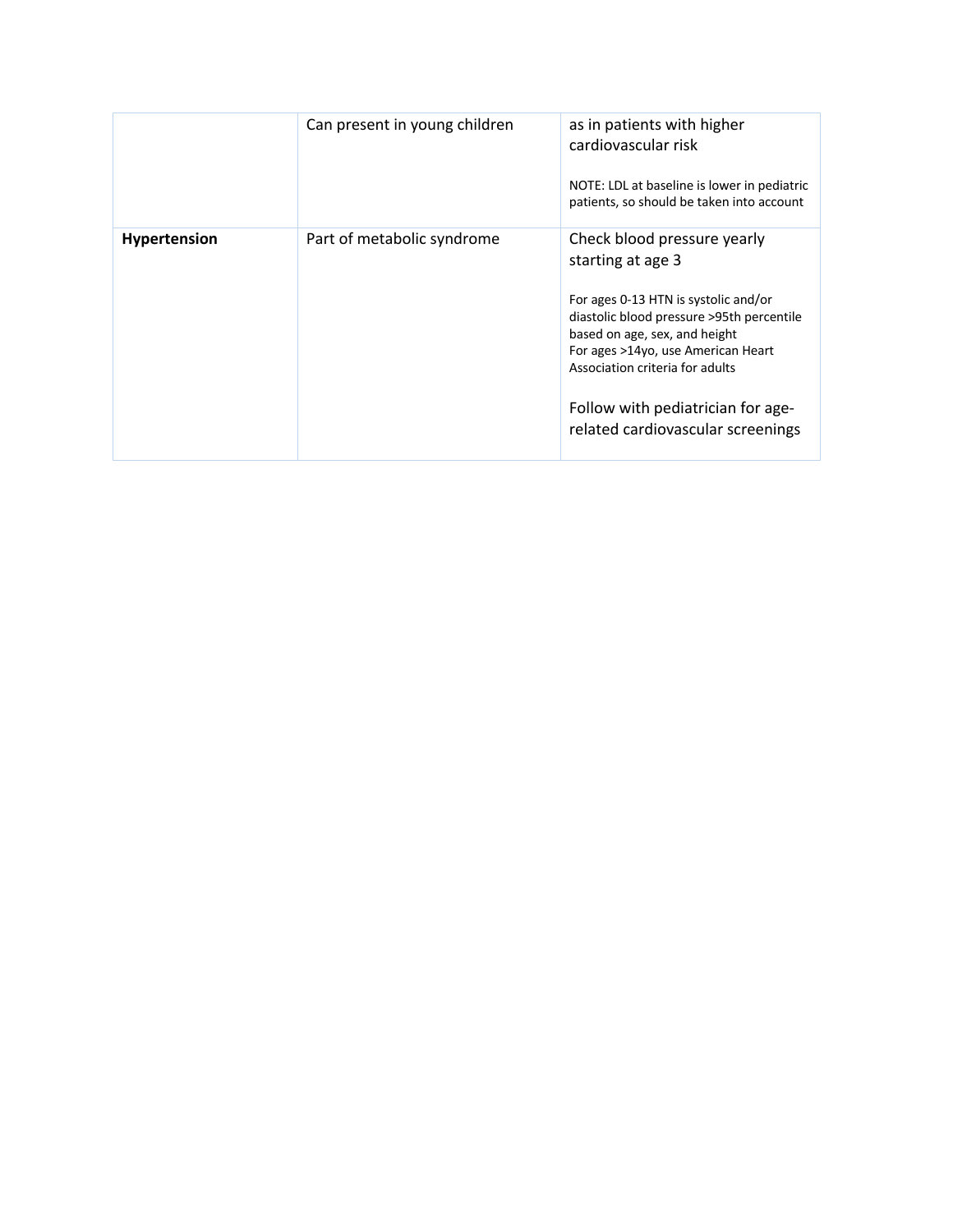| | | |
|---|---|---|
| | Can present in young children | as in patients with higher cardiovascular risk<br><br>NOTE: LDL at baseline is lower in pediatric patients, so should be taken into account |
| **Hypertension** | Part of metabolic syndrome | Check blood pressure yearly starting at age 3<br><br>For ages 0-13 HTN is systolic and/or diastolic blood pressure >95th percentile based on age, sex, and height<br>For ages >14yo, use American Heart Association criteria for adults<br><br>Follow with pediatrician for age-related cardiovascular screenings |